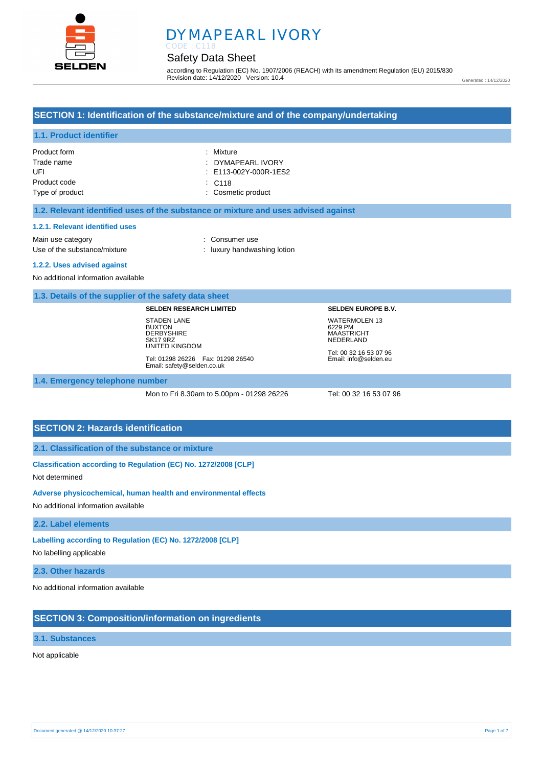# DYMAPEARL IVORY

CODE : C118

## Safety Data Sheet

according to Regulation (EC) No. 1907/2006 (REACH) with its amendment Regulation (EU) 2015/830
Revision date: 14/12/2020 Version: 10.4

Generated : 14/12/2020

## SECTION 1: Identification of the substance/mixture and of the company/undertaking

### 1.1. Product identifier

| | |
|---|---|
| Product form | : Mixture |
| Trade name | : DYMAPEARL IVORY |
| UFI | : E113-002Y-000R-1ES2 |
| Product code | : C118 |
| Type of product | : Cosmetic product |

### 1.2. Relevant identified uses of the substance or mixture and uses advised against

#### 1.2.1. Relevant identified uses

| | |
|---|---|
| Main use category | : Consumer use |
| Use of the substance/mixture | : luxury handwashing lotion |

#### 1.2.2. Uses advised against

No additional information available

### 1.3. Details of the supplier of the safety data sheet

**SELDEN RESEARCH LIMITED**

STADEN LANE
BUXTON
DERBYSHIRE
SK17 9RZ
UNITED KINGDOM

Tel: 01298 26226 Fax: 01298 26540
Email: safety@selden.co.uk

**SELDEN EUROPE B.V.**

WATERMOLEN 13
6229 PM
MAASTRICHT
NEDERLAND

Tel: 00 32 16 53 07 96
Email: info@selden.eu

### 1.4. Emergency telephone number

Mon to Fri 8.30am to 5.00pm - 01298 26226

Tel: 00 32 16 53 07 96

## SECTION 2: Hazards identification

### 2.1. Classification of the substance or mixture

**Classification according to Regulation (EC) No. 1272/2008 [CLP]**

Not determined

**Adverse physicochemical, human health and environmental effects**

No additional information available

### 2.2. Label elements

**Labelling according to Regulation (EC) No. 1272/2008 [CLP]**

No labelling applicable

### 2.3. Other hazards

No additional information available

## SECTION 3: Composition/information on ingredients

### 3.1. Substances

Not applicable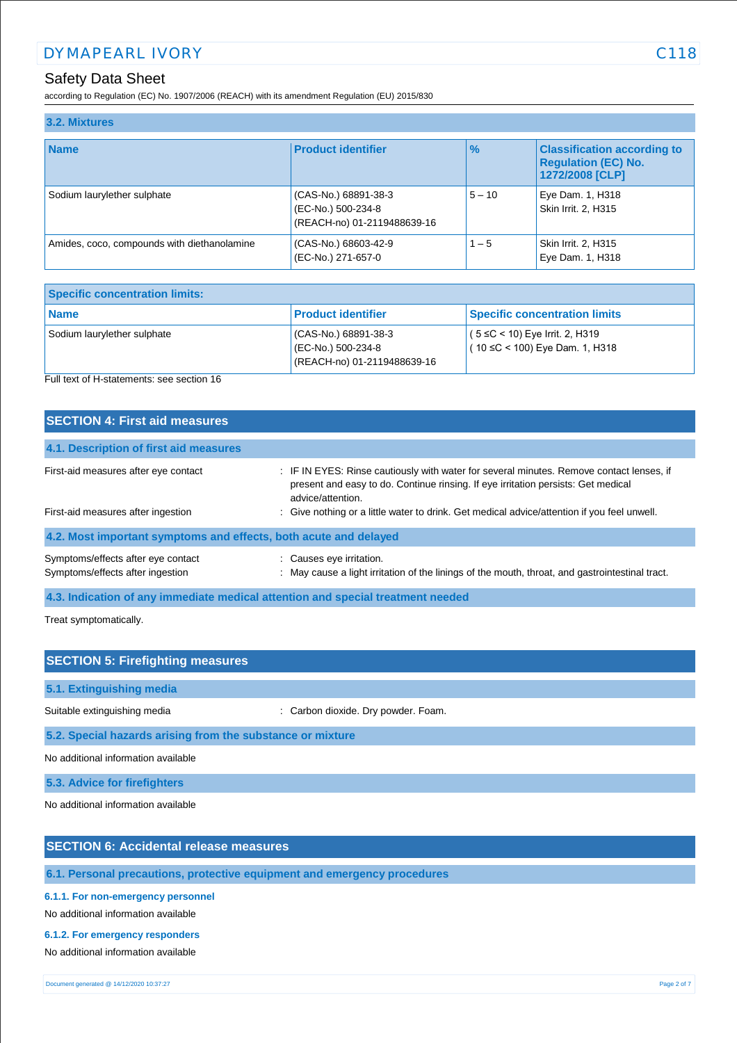### 3.2. Mixtures

| Name | Product identifier | % | Classification according to Regulation (EC) No. 1272/2008 [CLP] |
|---|---|---|---|
| Sodium laurylether sulphate | (CAS-No.) 68891-38-3<br>(EC-No.) 500-234-8<br>(REACH-no) 01-2119488639-16 | 5 – 10 | Eye Dam. 1, H318<br>Skin Irrit. 2, H315 |
| Amides, coco, compounds with diethanolamine | (CAS-No.) 68603-42-9<br>(EC-No.) 271-657-0 | 1 – 5 | Skin Irrit. 2, H315<br>Eye Dam. 1, H318 |

| Specific concentration limits: | | |
|---|---|---|
| **Name** | **Product identifier** | **Specific concentration limits** |
| Sodium laurylether sulphate | (CAS-No.) 68891-38-3<br>(EC-No.) 500-234-8<br>(REACH-no) 01-2119488639-16 | ( 5 ≤C < 10) Eye Irrit. 2, H319<br>( 10 ≤C < 100) Eye Dam. 1, H318 |

Full text of H-statements: see section 16

## SECTION 4: First aid measures

### 4.1. Description of first aid measures

First-aid measures after eye contact : IF IN EYES: Rinse cautiously with water for several minutes. Remove contact lenses, if present and easy to do. Continue rinsing. If eye irritation persists: Get medical advice/attention.

First-aid measures after ingestion : Give nothing or a little water to drink. Get medical advice/attention if you feel unwell.

### 4.2. Most important symptoms and effects, both acute and delayed

Symptoms/effects after eye contact : Causes eye irritation.

Symptoms/effects after ingestion : May cause a light irritation of the linings of the mouth, throat, and gastrointestinal tract.

### 4.3. Indication of any immediate medical attention and special treatment needed

Treat symptomatically.

## SECTION 5: Firefighting measures

### 5.1. Extinguishing media

Suitable extinguishing media : Carbon dioxide. Dry powder. Foam.

### 5.2. Special hazards arising from the substance or mixture

No additional information available

### 5.3. Advice for firefighters

No additional information available

## SECTION 6: Accidental release measures

### 6.1. Personal precautions, protective equipment and emergency procedures

#### 6.1.1. For non-emergency personnel

No additional information available

#### 6.1.2. For emergency responders

No additional information available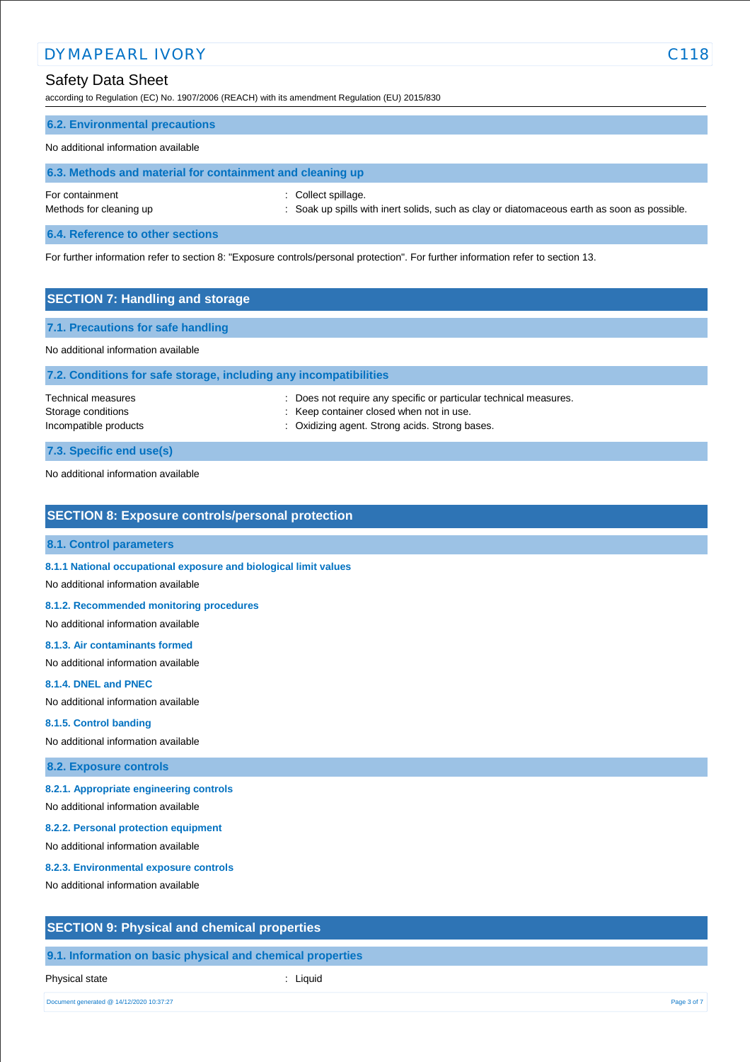### 6.2. Environmental precautions

No additional information available

### 6.3. Methods and material for containment and cleaning up

For containment : Collect spillage.
Methods for cleaning up : Soak up spills with inert solids, such as clay or diatomaceous earth as soon as possible.

### 6.4. Reference to other sections

For further information refer to section 8: "Exposure controls/personal protection". For further information refer to section 13.

## SECTION 7: Handling and storage

### 7.1. Precautions for safe handling

No additional information available

### 7.2. Conditions for safe storage, including any incompatibilities

Technical measures : Does not require any specific or particular technical measures.
Storage conditions : Keep container closed when not in use.
Incompatible products : Oxidizing agent. Strong acids. Strong bases.

### 7.3. Specific end use(s)

No additional information available

## SECTION 8: Exposure controls/personal protection

### 8.1. Control parameters

#### 8.1.1 National occupational exposure and biological limit values

No additional information available

#### 8.1.2. Recommended monitoring procedures

No additional information available

#### 8.1.3. Air contaminants formed

No additional information available

#### 8.1.4. DNEL and PNEC

No additional information available

#### 8.1.5. Control banding

No additional information available

### 8.2. Exposure controls

#### 8.2.1. Appropriate engineering controls

No additional information available

#### 8.2.2. Personal protection equipment

No additional information available

#### 8.2.3. Environmental exposure controls

No additional information available

## SECTION 9: Physical and chemical properties

### 9.1. Information on basic physical and chemical properties

Physical state : Liquid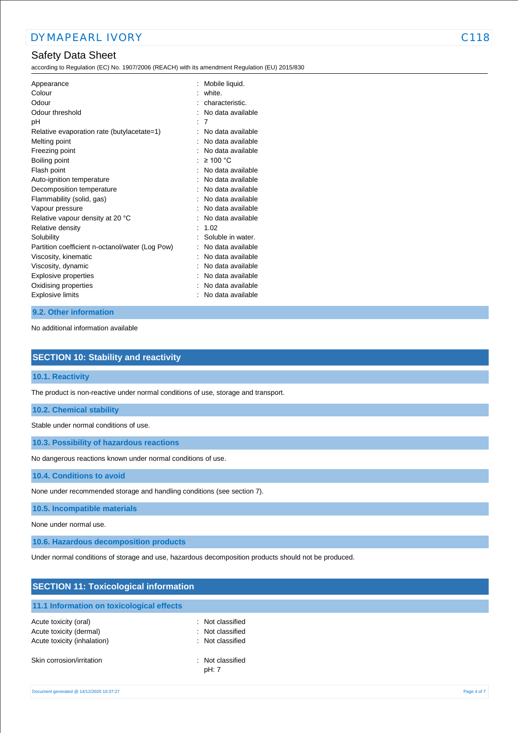| | |
|---|---|
| Appearance | : Mobile liquid. |
| Colour | : white. |
| Odour | : characteristic. |
| Odour threshold | : No data available |
| pH | : 7 |
| Relative evaporation rate (butylacetate=1) | : No data available |
| Melting point | : No data available |
| Freezing point | : No data available |
| Boiling point | : ≥ 100 °C |
| Flash point | : No data available |
| Auto-ignition temperature | : No data available |
| Decomposition temperature | : No data available |
| Flammability (solid, gas) | : No data available |
| Vapour pressure | : No data available |
| Relative vapour density at 20 °C | : No data available |
| Relative density | : 1.02 |
| Solubility | : Soluble in water. |
| Partition coefficient n-octanol/water (Log Pow) | : No data available |
| Viscosity, kinematic | : No data available |
| Viscosity, dynamic | : No data available |
| Explosive properties | : No data available |
| Oxidising properties | : No data available |
| Explosive limits | : No data available |

### 9.2. Other information

No additional information available

## SECTION 10: Stability and reactivity

### 10.1. Reactivity

The product is non-reactive under normal conditions of use, storage and transport.

### 10.2. Chemical stability

Stable under normal conditions of use.

### 10.3. Possibility of hazardous reactions

No dangerous reactions known under normal conditions of use.

### 10.4. Conditions to avoid

None under recommended storage and handling conditions (see section 7).

### 10.5. Incompatible materials

None under normal use.

### 10.6. Hazardous decomposition products

Under normal conditions of storage and use, hazardous decomposition products should not be produced.

## SECTION 11: Toxicological information

### 11.1 Information on toxicological effects

| | |
|---|---|
| Acute toxicity (oral) | : Not classified |
| Acute toxicity (dermal) | : Not classified |
| Acute toxicity (inhalation) | : Not classified |
| Skin corrosion/irritation | : Not classified<br>pH: 7 |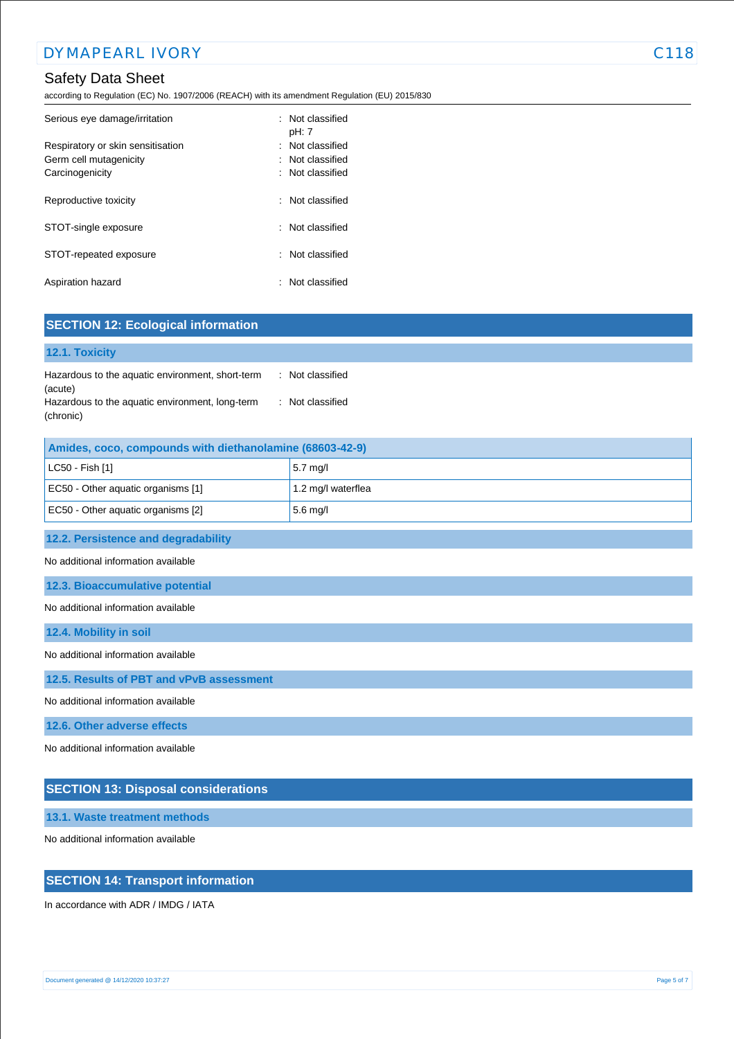Serious eye damage/irritation : Not classified
pH: 7

Respiratory or skin sensitisation : Not classified

Germ cell mutagenicity : Not classified

Carcinogenicity : Not classified

Reproductive toxicity : Not classified

STOT-single exposure : Not classified

STOT-repeated exposure : Not classified

Aspiration hazard : Not classified

## SECTION 12: Ecological information

### 12.1. Toxicity

Hazardous to the aquatic environment, short-term (acute) : Not classified

Hazardous to the aquatic environment, long-term (chronic) : Not classified

| Amides, coco, compounds with diethanolamine (68603-42-9) | |
|---|---|
| LC50 - Fish [1] | 5.7 mg/l |
| EC50 - Other aquatic organisms [1] | 1.2 mg/l waterflea |
| EC50 - Other aquatic organisms [2] | 5.6 mg/l |

### 12.2. Persistence and degradability

No additional information available

### 12.3. Bioaccumulative potential

No additional information available

### 12.4. Mobility in soil

No additional information available

### 12.5. Results of PBT and vPvB assessment

No additional information available

### 12.6. Other adverse effects

No additional information available

## SECTION 13: Disposal considerations

### 13.1. Waste treatment methods

No additional information available

## SECTION 14: Transport information

In accordance with ADR / IMDG / IATA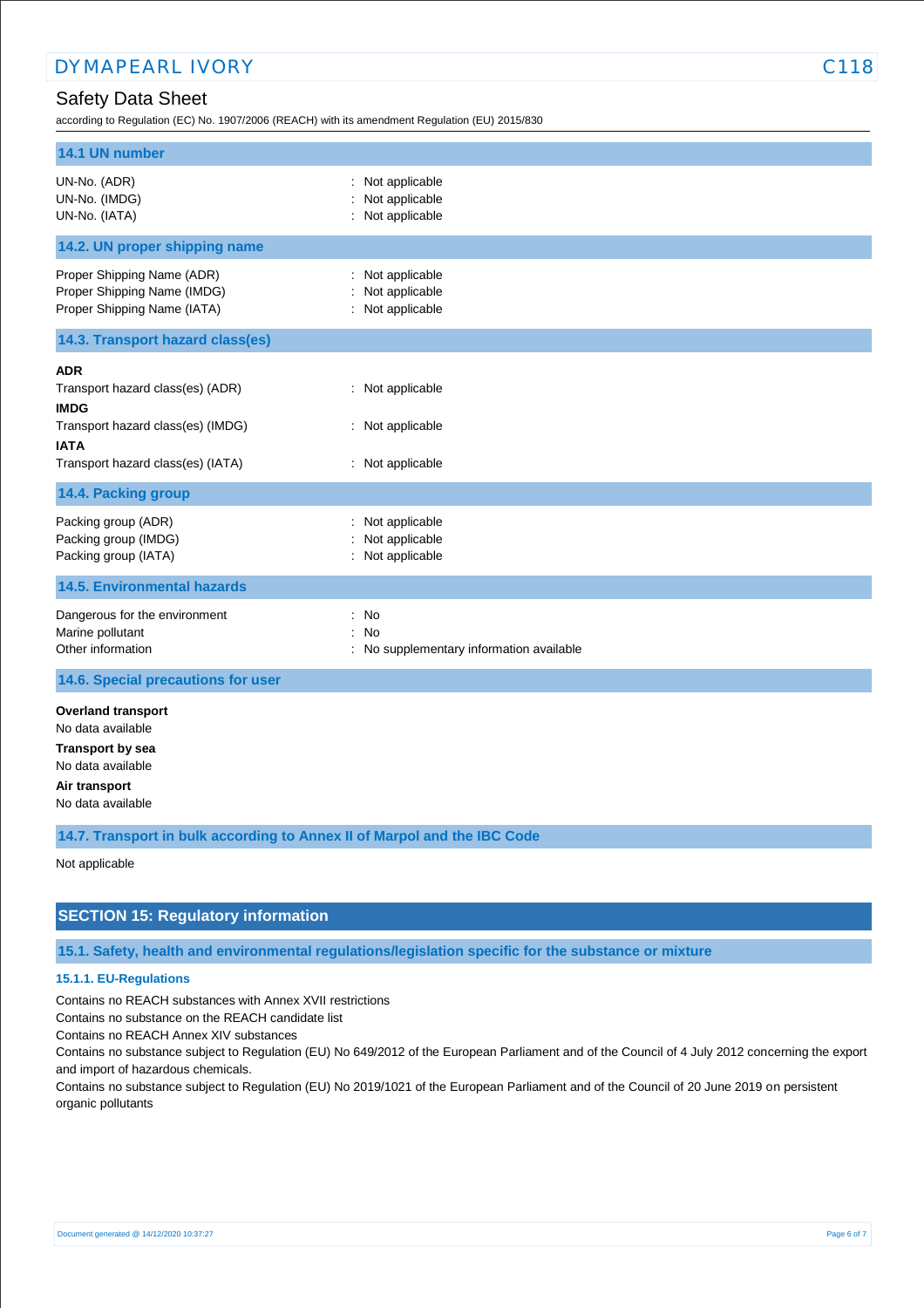### 14.1 UN number

UN-No. (ADR) : Not applicable
UN-No. (IMDG) : Not applicable
UN-No. (IATA) : Not applicable

### 14.2. UN proper shipping name

Proper Shipping Name (ADR) : Not applicable
Proper Shipping Name (IMDG) : Not applicable
Proper Shipping Name (IATA) : Not applicable

### 14.3. Transport hazard class(es)

**ADR**
Transport hazard class(es) (ADR) : Not applicable
**IMDG**
Transport hazard class(es) (IMDG) : Not applicable
**IATA**
Transport hazard class(es) (IATA) : Not applicable

### 14.4. Packing group

Packing group (ADR) : Not applicable
Packing group (IMDG) : Not applicable
Packing group (IATA) : Not applicable

### 14.5. Environmental hazards

Dangerous for the environment : No
Marine pollutant : No
Other information : No supplementary information available

### 14.6. Special precautions for user

**Overland transport**
No data available
**Transport by sea**
No data available
**Air transport**
No data available

### 14.7. Transport in bulk according to Annex II of Marpol and the IBC Code

Not applicable

## SECTION 15: Regulatory information

### 15.1. Safety, health and environmental regulations/legislation specific for the substance or mixture

#### 15.1.1. EU-Regulations

Contains no REACH substances with Annex XVII restrictions
Contains no substance on the REACH candidate list
Contains no REACH Annex XIV substances
Contains no substance subject to Regulation (EU) No 649/2012 of the European Parliament and of the Council of 4 July 2012 concerning the export and import of hazardous chemicals.
Contains no substance subject to Regulation (EU) No 2019/1021 of the European Parliament and of the Council of 20 June 2019 on persistent organic pollutants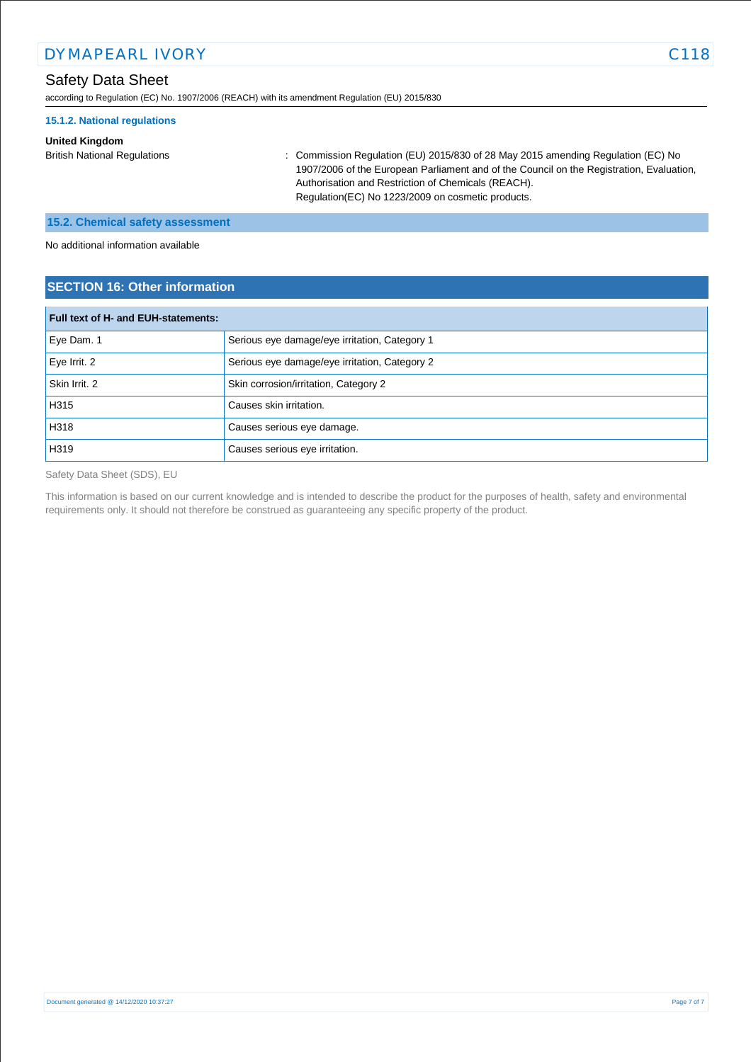#### 15.1.2. National regulations

**United Kingdom**

British National Regulations : Commission Regulation (EU) 2015/830 of 28 May 2015 amending Regulation (EC) No 1907/2006 of the European Parliament and of the Council on the Registration, Evaluation, Authorisation and Restriction of Chemicals (REACH).
Regulation(EC) No 1223/2009 on cosmetic products.

### 15.2. Chemical safety assessment

No additional information available

## SECTION 16: Other information

| Full text of H- and EUH-statements: | |
|---|---|
| Eye Dam. 1 | Serious eye damage/eye irritation, Category 1 |
| Eye Irrit. 2 | Serious eye damage/eye irritation, Category 2 |
| Skin Irrit. 2 | Skin corrosion/irritation, Category 2 |
| H315 | Causes skin irritation. |
| H318 | Causes serious eye damage. |
| H319 | Causes serious eye irritation. |

Safety Data Sheet (SDS), EU

This information is based on our current knowledge and is intended to describe the product for the purposes of health, safety and environmental requirements only. It should not therefore be construed as guaranteeing any specific property of the product.